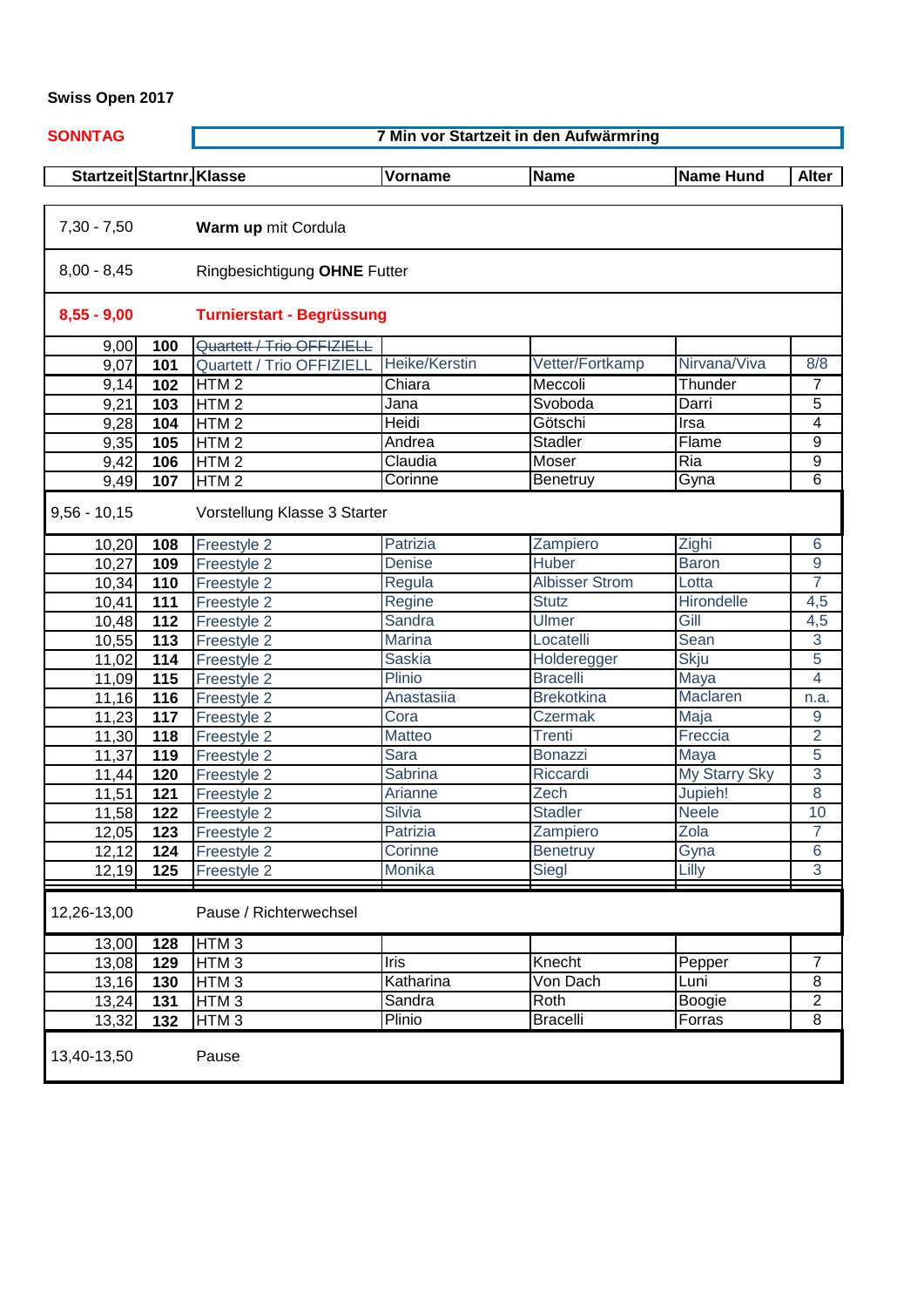**Swiss Open 2017**

**SONNTAG** — **7 Min vor Startzeit in den Aufwärmring**

| Startzeit | Startnr. | Klasse | Vorname | Name | Name Hund | Alter |
|---|---|---|---|---|---|---|
| 7,30 - 7,50 | | **Warm up** mit Cordula | | | | |
| 8,00 - 8,45 | | Ringbesichtigung **OHNE** Futter | | | | |
| **8,55 - 9,00** | | **Turnierstart - Begrüssung** | | | | |
| 9,00 | 100 | ~~Quartett / Trio OFFIZIELL~~ | | | | |
| 9,07 | 101 | Quartett / Trio OFFIZIELL | Heike/Kerstin | Vetter/Fortkamp | Nirvana/Viva | 8/8 |
| 9,14 | 102 | HTM 2 | Chiara | Meccoli | Thunder | 7 |
| 9,21 | 103 | HTM 2 | Jana | Svoboda | Darri | 5 |
| 9,28 | 104 | HTM 2 | Heidi | Götschi | Irsa | 4 |
| 9,35 | 105 | HTM 2 | Andrea | Stadler | Flame | 9 |
| 9,42 | 106 | HTM 2 | Claudia | Moser | Ria | 9 |
| 9,49 | 107 | HTM 2 | Corinne | Benetruy | Gyna | 6 |
| 9,56 - 10,15 | | Vorstellung Klasse 3 Starter | | | | |
| 10,20 | 108 | Freestyle 2 | Patrizia | Zampiero | Zighi | 6 |
| 10,27 | 109 | Freestyle 2 | Denise | Huber | Baron | 9 |
| 10,34 | 110 | Freestyle 2 | Regula | Albisser Strom | Lotta | 7 |
| 10,41 | 111 | Freestyle 2 | Regine | Stutz | Hirondelle | 4,5 |
| 10,48 | 112 | Freestyle 2 | Sandra | Ulmer | Gill | 4,5 |
| 10,55 | 113 | Freestyle 2 | Marina | Locatelli | Sean | 3 |
| 11,02 | 114 | Freestyle 2 | Saskia | Holderegger | Skju | 5 |
| 11,09 | 115 | Freestyle 2 | Plinio | Bracelli | Maya | 4 |
| 11,16 | 116 | Freestyle 2 | Anastasiia | Brekotkina | Maclaren | n.a. |
| 11,23 | 117 | Freestyle 2 | Cora | Czermak | Maja | 9 |
| 11,30 | 118 | Freestyle 2 | Matteo | Trenti | Freccia | 2 |
| 11,37 | 119 | Freestyle 2 | Sara | Bonazzi | Maya | 5 |
| 11,44 | 120 | Freestyle 2 | Sabrina | Riccardi | My Starry Sky | 3 |
| 11,51 | 121 | Freestyle 2 | Arianne | Zech | Jupieh! | 8 |
| 11,58 | 122 | Freestyle 2 | Silvia | Stadler | Neele | 10 |
| 12,05 | 123 | Freestyle 2 | Patrizia | Zampiero | Zola | 7 |
| 12,12 | 124 | Freestyle 2 | Corinne | Benetruy | Gyna | 6 |
| 12,19 | 125 | Freestyle 2 | Monika | Siegl | Lilly | 3 |
| 12,26-13,00 | | Pause / Richterwechsel | | | | |
| 13,00 | 128 | HTM 3 | | | | |
| 13,08 | 129 | HTM 3 | Iris | Knecht | Pepper | 7 |
| 13,16 | 130 | HTM 3 | Katharina | Von Dach | Luni | 8 |
| 13,24 | 131 | HTM 3 | Sandra | Roth | Boogie | 2 |
| 13,32 | 132 | HTM 3 | Plinio | Bracelli | Forras | 8 |
| 13,40-13,50 | | Pause | | | | |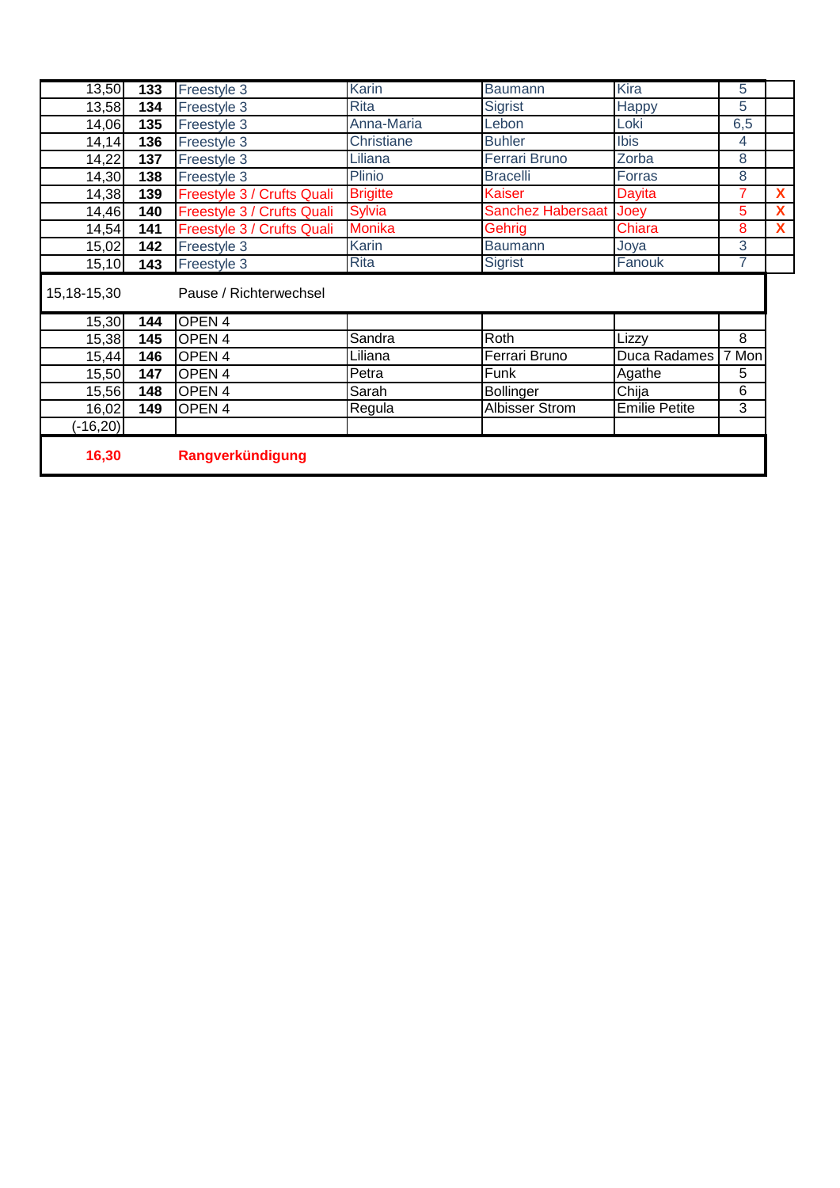| | | | | | | | |
|---|---|---|---|---|---|---|---|
| 13,50 | **133** | Freestyle 3 | Karin | Baumann | Kira | 5 | |
| 13,58 | **134** | Freestyle 3 | Rita | Sigrist | Happy | 5 | |
| 14,06 | **135** | Freestyle 3 | Anna-Maria | Lebon | Loki | 6,5 | |
| 14,14 | **136** | Freestyle 3 | Christiane | Buhler | Ibis | 4 | |
| 14,22 | **137** | Freestyle 3 | Liliana | Ferrari Bruno | Zorba | 8 | |
| 14,30 | **138** | Freestyle 3 | Plinio | Bracelli | Forras | 8 | |
| 14,38 | **139** | Freestyle 3 / Crufts Quali | Brigitte | Kaiser | Dayita | 7 | X |
| 14,46 | **140** | Freestyle 3 / Crufts Quali | Sylvia | Sanchez Habersaat | Joey | 5 | X |
| 14,54 | **141** | Freestyle 3 / Crufts Quali | Monika | Gehrig | Chiara | 8 | X |
| 15,02 | **142** | Freestyle 3 | Karin | Baumann | Joya | 3 | |
| 15,10 | **143** | Freestyle 3 | Rita | Sigrist | Fanouk | 7 | |
| 15,18-15,30 | | Pause / Richterwechsel | | | | | |
| 15,30 | **144** | OPEN 4 | | | | | |
| 15,38 | **145** | OPEN 4 | Sandra | Roth | Lizzy | 8 | |
| 15,44 | **146** | OPEN 4 | Liliana | Ferrari Bruno | Duca Radames | 7 Mon | |
| 15,50 | **147** | OPEN 4 | Petra | Funk | Agathe | 5 | |
| 15,56 | **148** | OPEN 4 | Sarah | Bollinger | Chija | 6 | |
| 16,02 | **149** | OPEN 4 | Regula | Albisser Strom | Emilie Petite | 3 | |
| (-16,20) | | | | | | | |
| **16,30** | | **Rangverkündigung** | | | | | |